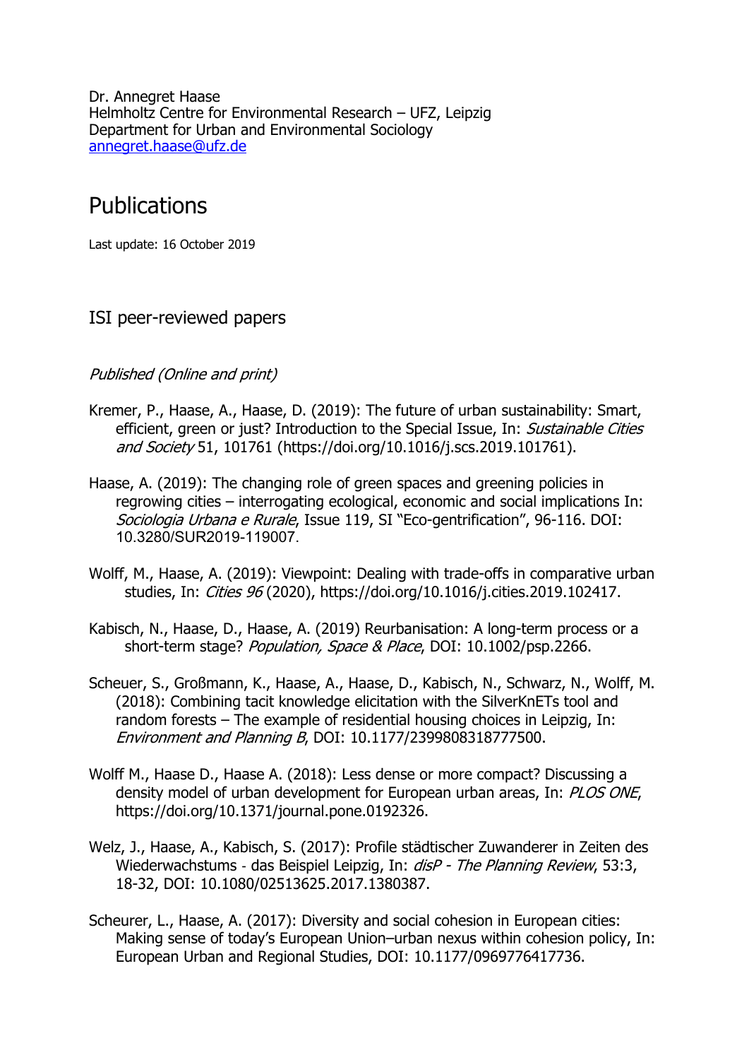Dr. Annegret Haase
Helmholtz Centre for Environmental Research – UFZ, Leipzig
Department for Urban and Environmental Sociology
annegret.haase@ufz.de

# Publications

Last update: 16 October 2019

## ISI peer-reviewed papers

### *Published (Online and print)*

Kremer, P., Haase, A., Haase, D. (2019): The future of urban sustainability: Smart, efficient, green or just? Introduction to the Special Issue, In: *Sustainable Cities and Society* 51, 101761 (https://doi.org/10.1016/j.scs.2019.101761).

Haase, A. (2019): The changing role of green spaces and greening policies in regrowing cities – interrogating ecological, economic and social implications In: *Sociologia Urbana e Rurale*, Issue 119, SI "Eco-gentrification", 96-116. DOI: 10.3280/SUR2019-119007.

Wolff, M., Haase, A. (2019): Viewpoint: Dealing with trade-offs in comparative urban studies, In: *Cities 96* (2020), https://doi.org/10.1016/j.cities.2019.102417.

Kabisch, N., Haase, D., Haase, A. (2019) Reurbanisation: A long-term process or a short-term stage? *Population, Space & Place*, DOI: 10.1002/psp.2266.

Scheuer, S., Großmann, K., Haase, A., Haase, D., Kabisch, N., Schwarz, N., Wolff, M. (2018): Combining tacit knowledge elicitation with the SilverKnETs tool and random forests – The example of residential housing choices in Leipzig, In: *Environment and Planning B*, DOI: 10.1177/2399808318777500.

Wolff M., Haase D., Haase A. (2018): Less dense or more compact? Discussing a density model of urban development for European urban areas, In: *PLOS ONE*, https://doi.org/10.1371/journal.pone.0192326.

Welz, J., Haase, A., Kabisch, S. (2017): Profile städtischer Zuwanderer in Zeiten des Wiederwachstums - das Beispiel Leipzig, In: *disP - The Planning Review*, 53:3, 18-32, DOI: 10.1080/02513625.2017.1380387.

Scheurer, L., Haase, A. (2017): Diversity and social cohesion in European cities: Making sense of today's European Union–urban nexus within cohesion policy, In: European Urban and Regional Studies, DOI: 10.1177/0969776417736.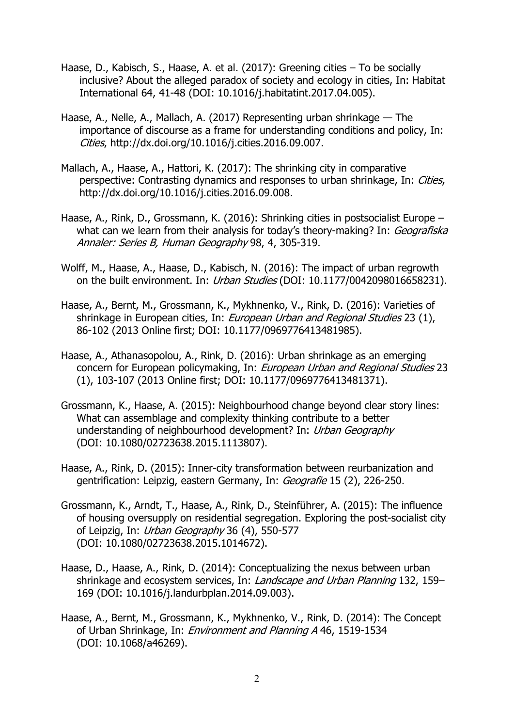Haase, D., Kabisch, S., Haase, A. et al. (2017): Greening cities – To be socially inclusive? About the alleged paradox of society and ecology in cities, In: Habitat International 64, 41-48 (DOI: 10.1016/j.habitatint.2017.04.005).

Haase, A., Nelle, A., Mallach, A. (2017) Representing urban shrinkage — The importance of discourse as a frame for understanding conditions and policy, In: *Cities*, http://dx.doi.org/10.1016/j.cities.2016.09.007.

Mallach, A., Haase, A., Hattori, K. (2017): The shrinking city in comparative perspective: Contrasting dynamics and responses to urban shrinkage, In: *Cities*, http://dx.doi.org/10.1016/j.cities.2016.09.008.

Haase, A., Rink, D., Grossmann, K. (2016): Shrinking cities in postsocialist Europe – what can we learn from their analysis for today's theory-making? In: *Geografiska Annaler: Series B, Human Geography* 98, 4, 305-319.

Wolff, M., Haase, A., Haase, D., Kabisch, N. (2016): The impact of urban regrowth on the built environment. In: *Urban Studies* (DOI: 10.1177/0042098016658231).

Haase, A., Bernt, M., Grossmann, K., Mykhnenko, V., Rink, D. (2016): Varieties of shrinkage in European cities, In: *European Urban and Regional Studies* 23 (1), 86-102 (2013 Online first; DOI: 10.1177/0969776413481985).

Haase, A., Athanasopolou, A., Rink, D. (2016): Urban shrinkage as an emerging concern for European policymaking, In: *European Urban and Regional Studies* 23 (1), 103-107 (2013 Online first; DOI: 10.1177/0969776413481371).

Grossmann, K., Haase, A. (2015): Neighbourhood change beyond clear story lines: What can assemblage and complexity thinking contribute to a better understanding of neighbourhood development? In: *Urban Geography* (DOI: 10.1080/02723638.2015.1113807).

Haase, A., Rink, D. (2015): Inner-city transformation between reurbanization and gentrification: Leipzig, eastern Germany, In: *Geografie* 15 (2), 226-250.

Grossmann, K., Arndt, T., Haase, A., Rink, D., Steinführer, A. (2015): The influence of housing oversupply on residential segregation. Exploring the post-socialist city of Leipzig, In: *Urban Geography* 36 (4), 550-577 (DOI: 10.1080/02723638.2015.1014672).

Haase, D., Haase, A., Rink, D. (2014): Conceptualizing the nexus between urban shrinkage and ecosystem services, In: *Landscape and Urban Planning* 132, 159–169 (DOI: 10.1016/j.landurbplan.2014.09.003).

Haase, A., Bernt, M., Grossmann, K., Mykhnenko, V., Rink, D. (2014): The Concept of Urban Shrinkage, In: *Environment and Planning A* 46, 1519-1534 (DOI: 10.1068/a46269).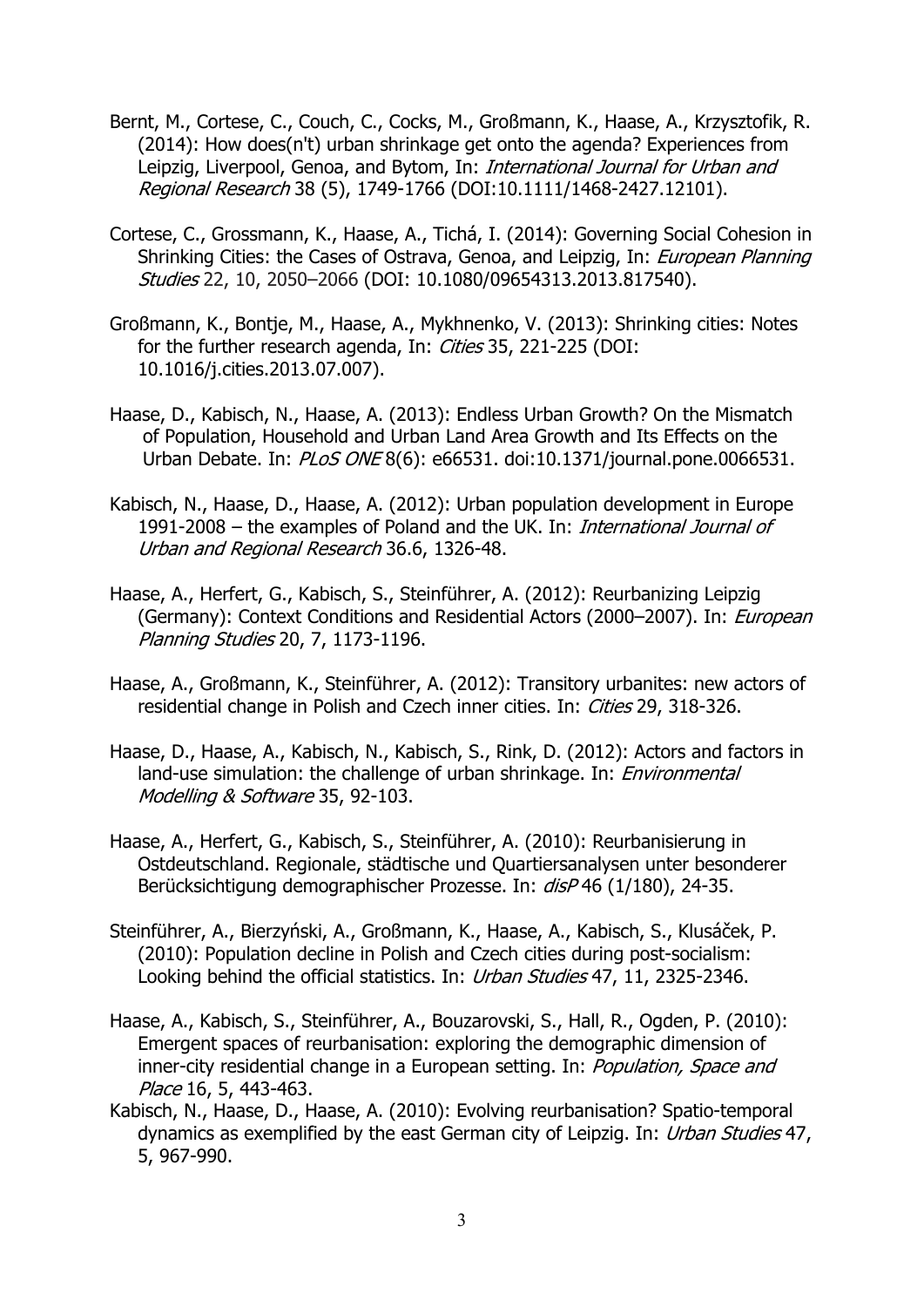Bernt, M., Cortese, C., Couch, C., Cocks, M., Großmann, K., Haase, A., Krzysztofik, R. (2014): How does(n't) urban shrinkage get onto the agenda? Experiences from Leipzig, Liverpool, Genoa, and Bytom, In: *International Journal for Urban and Regional Research* 38 (5), 1749-1766 (DOI:10.1111/1468-2427.12101).

Cortese, C., Grossmann, K., Haase, A., Tichá, I. (2014): Governing Social Cohesion in Shrinking Cities: the Cases of Ostrava, Genoa, and Leipzig, In: *European Planning Studies* 22, 10, 2050–2066 (DOI: 10.1080/09654313.2013.817540).

Großmann, K., Bontje, M., Haase, A., Mykhnenko, V. (2013): Shrinking cities: Notes for the further research agenda, In: *Cities* 35, 221-225 (DOI: 10.1016/j.cities.2013.07.007).

Haase, D., Kabisch, N., Haase, A. (2013): Endless Urban Growth? On the Mismatch of Population, Household and Urban Land Area Growth and Its Effects on the Urban Debate. In: *PLoS ONE* 8(6): e66531. doi:10.1371/journal.pone.0066531.

Kabisch, N., Haase, D., Haase, A. (2012): Urban population development in Europe 1991-2008 – the examples of Poland and the UK. In: *International Journal of Urban and Regional Research* 36.6, 1326-48.

Haase, A., Herfert, G., Kabisch, S., Steinführer, A. (2012): Reurbanizing Leipzig (Germany): Context Conditions and Residential Actors (2000–2007). In: *European Planning Studies* 20, 7, 1173-1196.

Haase, A., Großmann, K., Steinführer, A. (2012): Transitory urbanites: new actors of residential change in Polish and Czech inner cities. In: *Cities* 29, 318-326.

Haase, D., Haase, A., Kabisch, N., Kabisch, S., Rink, D. (2012): Actors and factors in land-use simulation: the challenge of urban shrinkage. In: *Environmental Modelling & Software* 35, 92-103.

Haase, A., Herfert, G., Kabisch, S., Steinführer, A. (2010): Reurbanisierung in Ostdeutschland. Regionale, städtische und Quartiersanalysen unter besonderer Berücksichtigung demographischer Prozesse. In: *disP* 46 (1/180), 24-35.

Steinführer, A., Bierzyński, A., Großmann, K., Haase, A., Kabisch, S., Klusáček, P. (2010): Population decline in Polish and Czech cities during post-socialism: Looking behind the official statistics. In: *Urban Studies* 47, 11, 2325-2346.

Haase, A., Kabisch, S., Steinführer, A., Bouzarovski, S., Hall, R., Ogden, P. (2010): Emergent spaces of reurbanisation: exploring the demographic dimension of inner-city residential change in a European setting. In: *Population, Space and Place* 16, 5, 443-463.

Kabisch, N., Haase, D., Haase, A. (2010): Evolving reurbanisation? Spatio-temporal dynamics as exemplified by the east German city of Leipzig. In: *Urban Studies* 47, 5, 967-990.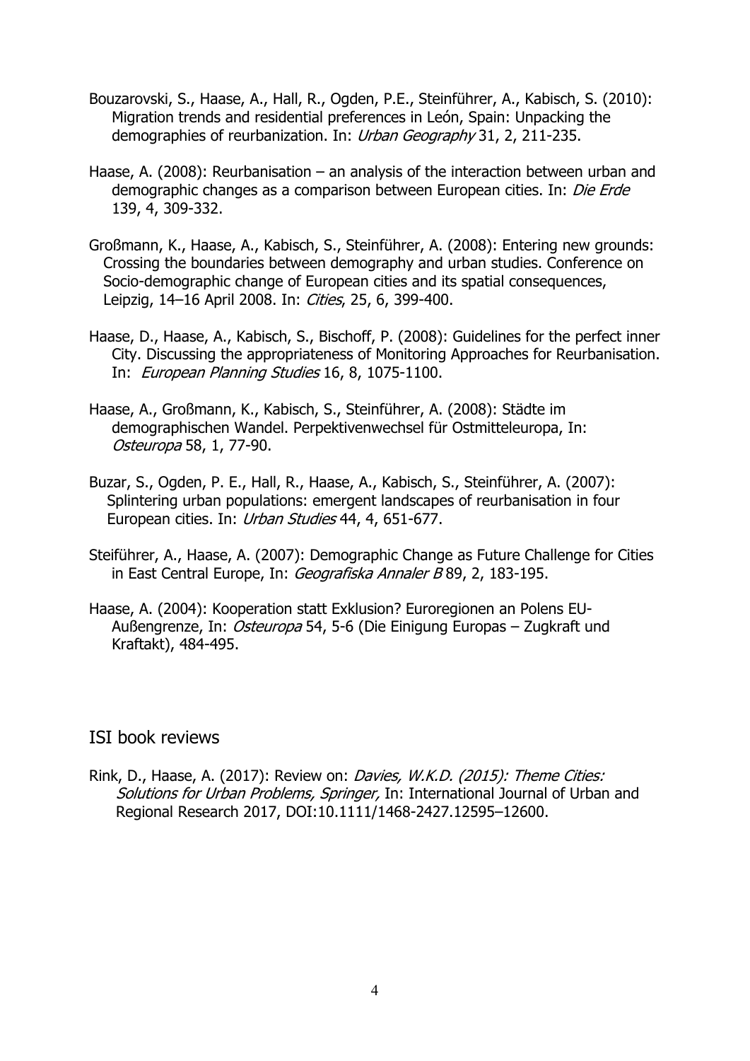Bouzarovski, S., Haase, A., Hall, R., Ogden, P.E., Steinführer, A., Kabisch, S. (2010): Migration trends and residential preferences in León, Spain: Unpacking the demographies of reurbanization. In: *Urban Geography* 31, 2, 211-235.

Haase, A. (2008): Reurbanisation – an analysis of the interaction between urban and demographic changes as a comparison between European cities. In: *Die Erde* 139, 4, 309-332.

Großmann, K., Haase, A., Kabisch, S., Steinführer, A. (2008): Entering new grounds: Crossing the boundaries between demography and urban studies. Conference on Socio-demographic change of European cities and its spatial consequences, Leipzig, 14–16 April 2008. In: *Cities*, 25, 6, 399-400.

Haase, D., Haase, A., Kabisch, S., Bischoff, P. (2008): Guidelines for the perfect inner City. Discussing the appropriateness of Monitoring Approaches for Reurbanisation. In: *European Planning Studies* 16, 8, 1075-1100.

Haase, A., Großmann, K., Kabisch, S., Steinführer, A. (2008): Städte im demographischen Wandel. Perpektivenwechsel für Ostmitteleuropa, In: *Osteuropa* 58, 1, 77-90.

Buzar, S., Ogden, P. E., Hall, R., Haase, A., Kabisch, S., Steinführer, A. (2007): Splintering urban populations: emergent landscapes of reurbanisation in four European cities. In: *Urban Studies* 44, 4, 651-677.

Steiführer, A., Haase, A. (2007): Demographic Change as Future Challenge for Cities in East Central Europe, In: *Geografiska Annaler B* 89, 2, 183-195.

Haase, A. (2004): Kooperation statt Exklusion? Euroregionen an Polens EU-Außengrenze, In: *Osteuropa* 54, 5-6 (Die Einigung Europas – Zugkraft und Kraftakt), 484-495.

## ISI book reviews

Rink, D., Haase, A. (2017): Review on: *Davies, W.K.D. (2015): Theme Cities: Solutions for Urban Problems, Springer,* In: International Journal of Urban and Regional Research 2017, DOI:10.1111/1468-2427.12595–12600.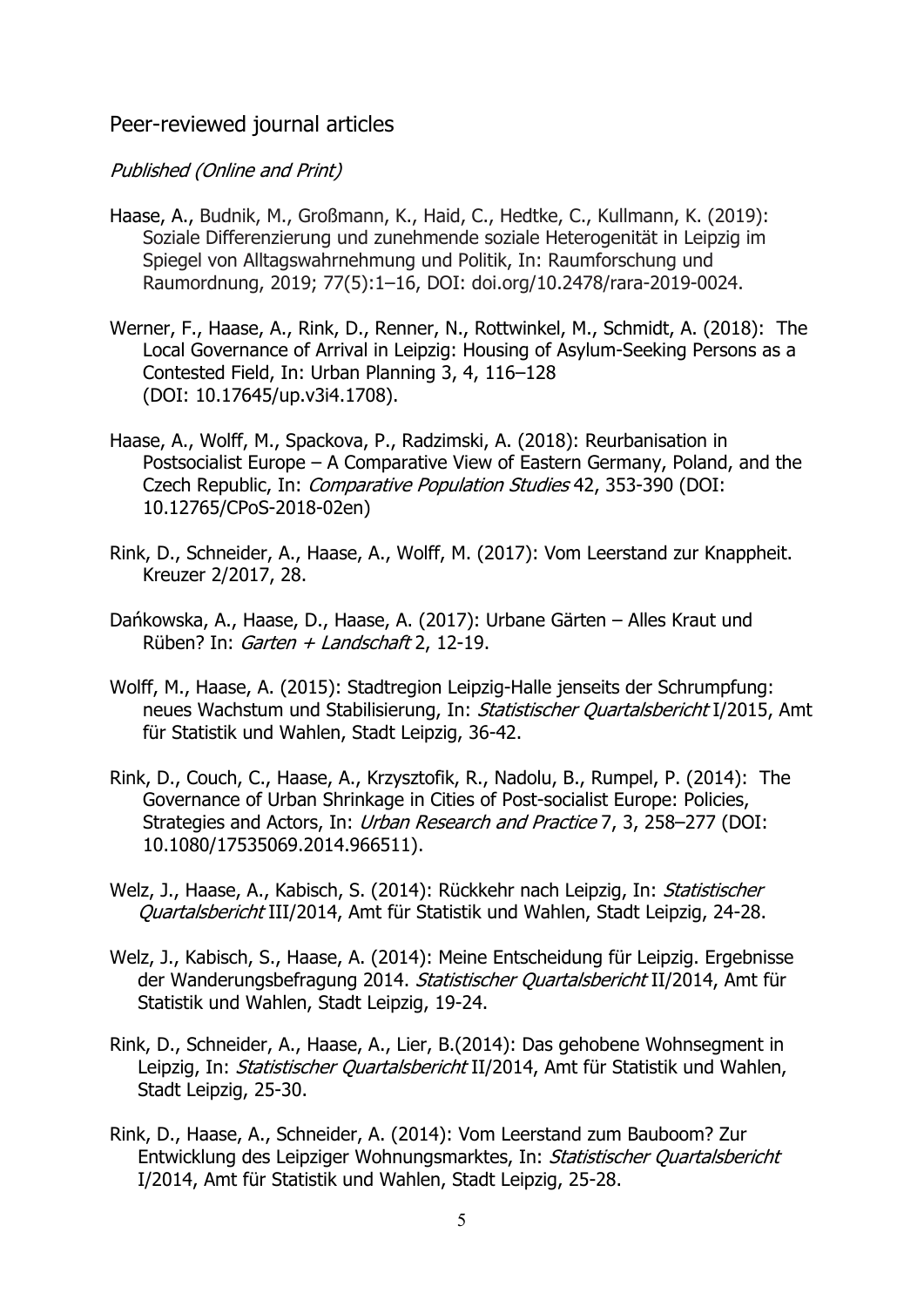## Peer-reviewed journal articles

### *Published (Online and Print)*

Haase, A., Budnik, M., Großmann, K., Haid, C., Hedtke, C., Kullmann, K. (2019): Soziale Differenzierung und zunehmende soziale Heterogenität in Leipzig im Spiegel von Alltagswahrnehmung und Politik, In: Raumforschung und Raumordnung, 2019; 77(5):1–16, DOI: doi.org/10.2478/rara-2019-0024.

Werner, F., Haase, A., Rink, D., Renner, N., Rottwinkel, M., Schmidt, A. (2018): The Local Governance of Arrival in Leipzig: Housing of Asylum-Seeking Persons as a Contested Field, In: Urban Planning 3, 4, 116–128 (DOI: 10.17645/up.v3i4.1708).

Haase, A., Wolff, M., Spackova, P., Radzimski, A. (2018): Reurbanisation in Postsocialist Europe – A Comparative View of Eastern Germany, Poland, and the Czech Republic, In: *Comparative Population Studies* 42, 353-390 (DOI: 10.12765/CPoS-2018-02en)

Rink, D., Schneider, A., Haase, A., Wolff, M. (2017): Vom Leerstand zur Knappheit. Kreuzer 2/2017, 28.

Dańkowska, A., Haase, D., Haase, A. (2017): Urbane Gärten – Alles Kraut und Rüben? In: *Garten + Landschaft* 2, 12-19.

Wolff, M., Haase, A. (2015): Stadtregion Leipzig-Halle jenseits der Schrumpfung: neues Wachstum und Stabilisierung, In: *Statistischer Quartalsbericht* I/2015, Amt für Statistik und Wahlen, Stadt Leipzig, 36-42.

Rink, D., Couch, C., Haase, A., Krzysztofik, R., Nadolu, B., Rumpel, P. (2014): The Governance of Urban Shrinkage in Cities of Post-socialist Europe: Policies, Strategies and Actors, In: *Urban Research and Practice* 7, 3, 258–277 (DOI: 10.1080/17535069.2014.966511).

Welz, J., Haase, A., Kabisch, S. (2014): Rückkehr nach Leipzig, In: *Statistischer Quartalsbericht* III/2014, Amt für Statistik und Wahlen, Stadt Leipzig, 24-28.

Welz, J., Kabisch, S., Haase, A. (2014): Meine Entscheidung für Leipzig. Ergebnisse der Wanderungsbefragung 2014. *Statistischer Quartalsbericht* II/2014, Amt für Statistik und Wahlen, Stadt Leipzig, 19-24.

Rink, D., Schneider, A., Haase, A., Lier, B.(2014): Das gehobene Wohnsegment in Leipzig, In: *Statistischer Quartalsbericht* II/2014, Amt für Statistik und Wahlen, Stadt Leipzig, 25-30.

Rink, D., Haase, A., Schneider, A. (2014): Vom Leerstand zum Bauboom? Zur Entwicklung des Leipziger Wohnungsmarktes, In: *Statistischer Quartalsbericht* I/2014, Amt für Statistik und Wahlen, Stadt Leipzig, 25-28.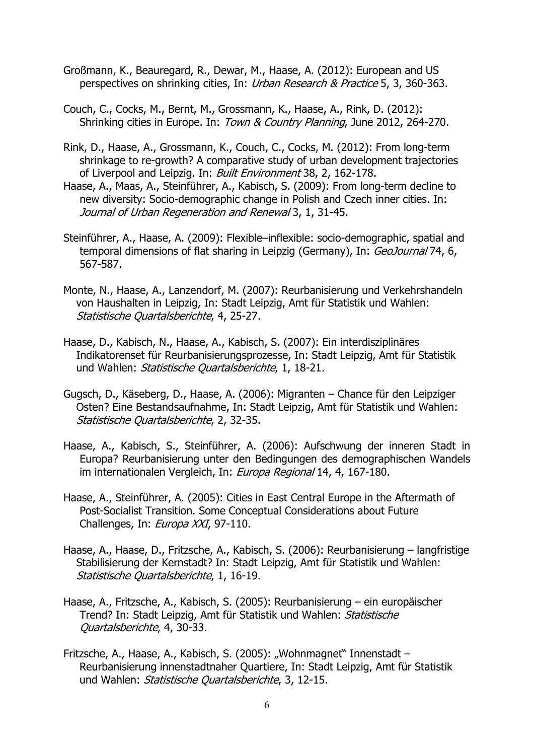Großmann, K., Beauregard, R., Dewar, M., Haase, A. (2012): European and US perspectives on shrinking cities, In: *Urban Research & Practice* 5, 3, 360-363.

Couch, C., Cocks, M., Bernt, M., Grossmann, K., Haase, A., Rink, D. (2012): Shrinking cities in Europe. In: *Town & Country Planning*, June 2012, 264-270.

Rink, D., Haase, A., Grossmann, K., Couch, C., Cocks, M. (2012): From long-term shrinkage to re-growth? A comparative study of urban development trajectories of Liverpool and Leipzig. In: *Built Environment* 38, 2, 162-178.

Haase, A., Maas, A., Steinführer, A., Kabisch, S. (2009): From long-term decline to new diversity: Socio-demographic change in Polish and Czech inner cities. In: *Journal of Urban Regeneration and Renewal* 3, 1, 31-45.

Steinführer, A., Haase, A. (2009): Flexible–inflexible: socio-demographic, spatial and temporal dimensions of flat sharing in Leipzig (Germany), In: *GeoJournal* 74, 6, 567-587.

Monte, N., Haase, A., Lanzendorf, M. (2007): Reurbanisierung und Verkehrshandeln von Haushalten in Leipzig, In: Stadt Leipzig, Amt für Statistik und Wahlen: *Statistische Quartalsberichte*, 4, 25-27.

Haase, D., Kabisch, N., Haase, A., Kabisch, S. (2007): Ein interdisziplinäres Indikatorenset für Reurbanisierungsprozesse, In: Stadt Leipzig, Amt für Statistik und Wahlen: *Statistische Quartalsberichte*, 1, 18-21.

Gugsch, D., Käseberg, D., Haase, A. (2006): Migranten – Chance für den Leipziger Osten? Eine Bestandsaufnahme, In: Stadt Leipzig, Amt für Statistik und Wahlen: *Statistische Quartalsberichte*, 2, 32-35.

Haase, A., Kabisch, S., Steinführer, A. (2006): Aufschwung der inneren Stadt in Europa? Reurbanisierung unter den Bedingungen des demographischen Wandels im internationalen Vergleich, In: *Europa Regional* 14, 4, 167-180.

Haase, A., Steinführer, A. (2005): Cities in East Central Europe in the Aftermath of Post-Socialist Transition. Some Conceptual Considerations about Future Challenges, In: *Europa XXI*, 97-110.

Haase, A., Haase, D., Fritzsche, A., Kabisch, S. (2006): Reurbanisierung – langfristige Stabilisierung der Kernstadt? In: Stadt Leipzig, Amt für Statistik und Wahlen: *Statistische Quartalsberichte*, 1, 16-19.

Haase, A., Fritzsche, A., Kabisch, S. (2005): Reurbanisierung – ein europäischer Trend? In: Stadt Leipzig, Amt für Statistik und Wahlen: *Statistische Quartalsberichte*, 4, 30-33.

Fritzsche, A., Haase, A., Kabisch, S. (2005): „Wohnmagnet" Innenstadt – Reurbanisierung innenstadtnaher Quartiere, In: Stadt Leipzig, Amt für Statistik und Wahlen: *Statistische Quartalsberichte*, 3, 12-15.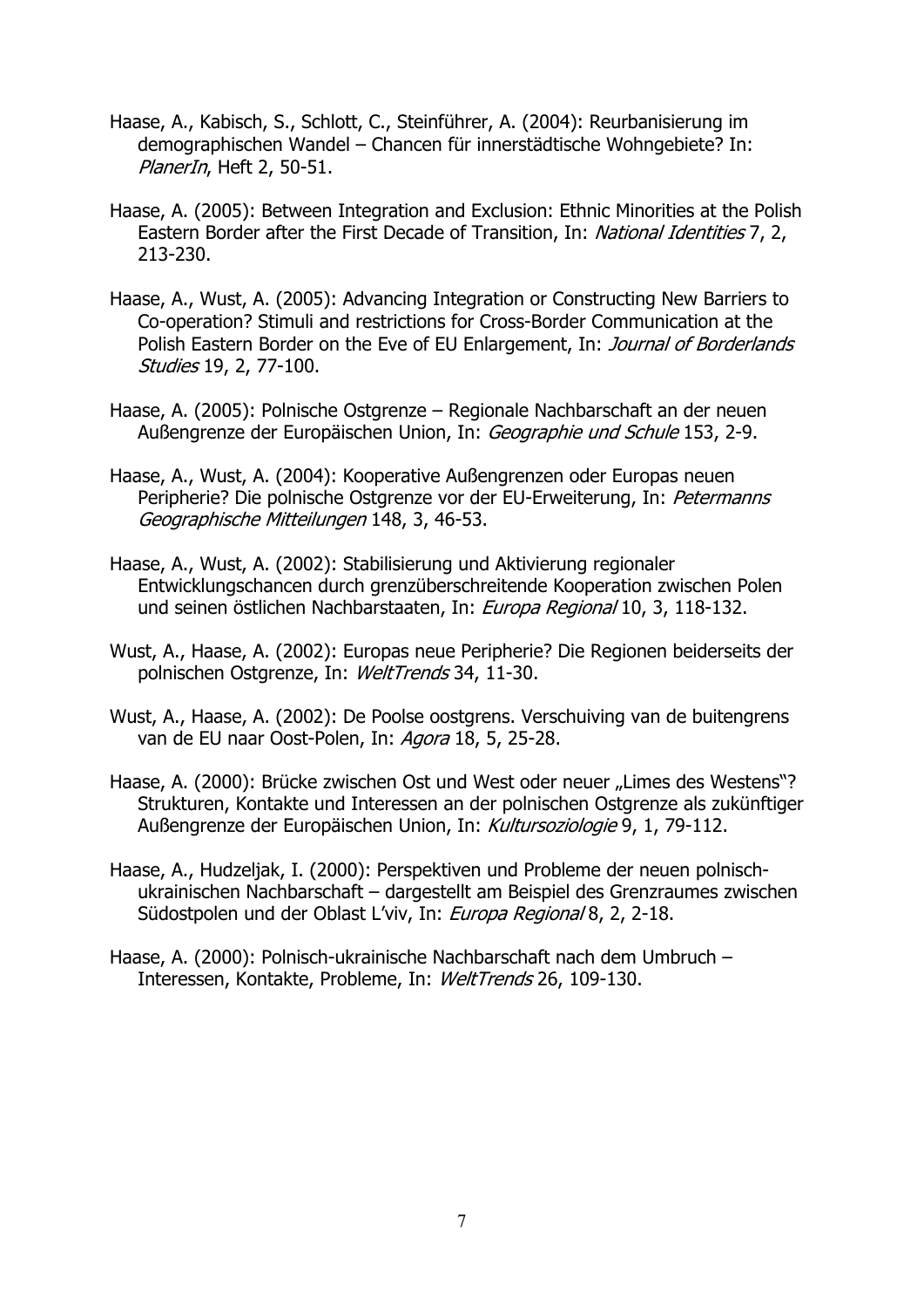Haase, A., Kabisch, S., Schlott, C., Steinführer, A. (2004): Reurbanisierung im demographischen Wandel – Chancen für innerstädtische Wohngebiete? In: *PlanerIn*, Heft 2, 50-51.

Haase, A. (2005): Between Integration and Exclusion: Ethnic Minorities at the Polish Eastern Border after the First Decade of Transition, In: *National Identities* 7, 2, 213-230.

Haase, A., Wust, A. (2005): Advancing Integration or Constructing New Barriers to Co-operation? Stimuli and restrictions for Cross-Border Communication at the Polish Eastern Border on the Eve of EU Enlargement, In: *Journal of Borderlands Studies* 19, 2, 77-100.

Haase, A. (2005): Polnische Ostgrenze – Regionale Nachbarschaft an der neuen Außengrenze der Europäischen Union, In: *Geographie und Schule* 153, 2-9.

Haase, A., Wust, A. (2004): Kooperative Außengrenzen oder Europas neuen Peripherie? Die polnische Ostgrenze vor der EU-Erweiterung, In: *Petermanns Geographische Mitteilungen* 148, 3, 46-53.

Haase, A., Wust, A. (2002): Stabilisierung und Aktivierung regionaler Entwicklungschancen durch grenzüberschreitende Kooperation zwischen Polen und seinen östlichen Nachbarstaaten, In: *Europa Regional* 10, 3, 118-132.

Wust, A., Haase, A. (2002): Europas neue Peripherie? Die Regionen beiderseits der polnischen Ostgrenze, In: *WeltTrends* 34, 11-30.

Wust, A., Haase, A. (2002): De Poolse oostgrens. Verschuiving van de buitengrens van de EU naar Oost-Polen, In: *Agora* 18, 5, 25-28.

Haase, A. (2000): Brücke zwischen Ost und West oder neuer „Limes des Westens"? Strukturen, Kontakte und Interessen an der polnischen Ostgrenze als zukünftiger Außengrenze der Europäischen Union, In: *Kultursoziologie* 9, 1, 79-112.

Haase, A., Hudzeljak, I. (2000): Perspektiven und Probleme der neuen polnisch-ukrainischen Nachbarschaft – dargestellt am Beispiel des Grenzraumes zwischen Südostpolen und der Oblast L'viv, In: *Europa Regional* 8, 2, 2-18.

Haase, A. (2000): Polnisch-ukrainische Nachbarschaft nach dem Umbruch – Interessen, Kontakte, Probleme, In: *WeltTrends* 26, 109-130.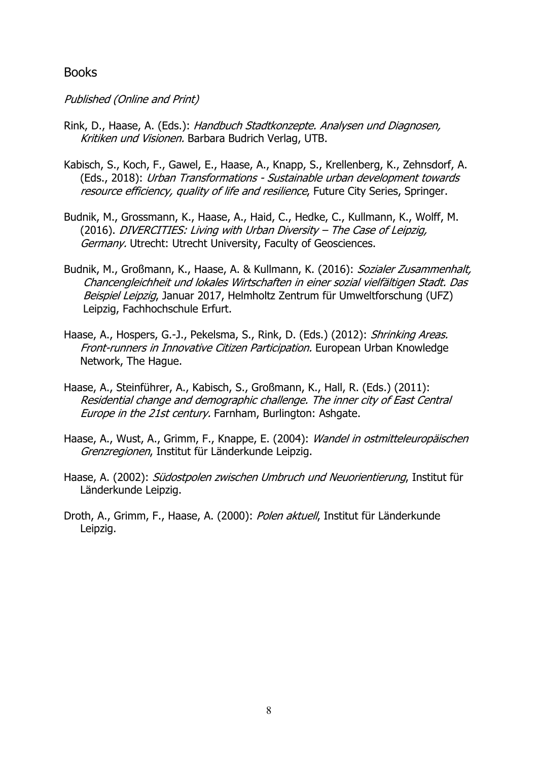## Books

*Published (Online and Print)*

Rink, D., Haase, A. (Eds.): *Handbuch Stadtkonzepte. Analysen und Diagnosen, Kritiken und Visionen.* Barbara Budrich Verlag, UTB.

Kabisch, S., Koch, F., Gawel, E., Haase, A., Knapp, S., Krellenberg, K., Zehnsdorf, A. (Eds., 2018): *Urban Transformations - Sustainable urban development towards resource efficiency, quality of life and resilience*, Future City Series, Springer.

Budnik, M., Grossmann, K., Haase, A., Haid, C., Hedke, C., Kullmann, K., Wolff, M. (2016). *DIVERCITIES: Living with Urban Diversity – The Case of Leipzig, Germany.* Utrecht: Utrecht University, Faculty of Geosciences.

Budnik, M., Großmann, K., Haase, A. & Kullmann, K. (2016): *Sozialer Zusammenhalt, Chancengleichheit und lokales Wirtschaften in einer sozial vielfältigen Stadt. Das Beispiel Leipzig*, Januar 2017, Helmholtz Zentrum für Umweltforschung (UFZ) Leipzig, Fachhochschule Erfurt.

Haase, A., Hospers, G.-J., Pekelsma, S., Rink, D. (Eds.) (2012): *Shrinking Areas. Front-runners in Innovative Citizen Participation.* European Urban Knowledge Network, The Hague.

Haase, A., Steinführer, A., Kabisch, S., Großmann, K., Hall, R. (Eds.) (2011): *Residential change and demographic challenge. The inner city of East Central Europe in the 21st century.* Farnham, Burlington: Ashgate.

Haase, A., Wust, A., Grimm, F., Knappe, E. (2004): *Wandel in ostmitteleuropäischen Grenzregionen*, Institut für Länderkunde Leipzig.

Haase, A. (2002): *Südostpolen zwischen Umbruch und Neuorientierung*, Institut für Länderkunde Leipzig.

Droth, A., Grimm, F., Haase, A. (2000): *Polen aktuell*, Institut für Länderkunde Leipzig.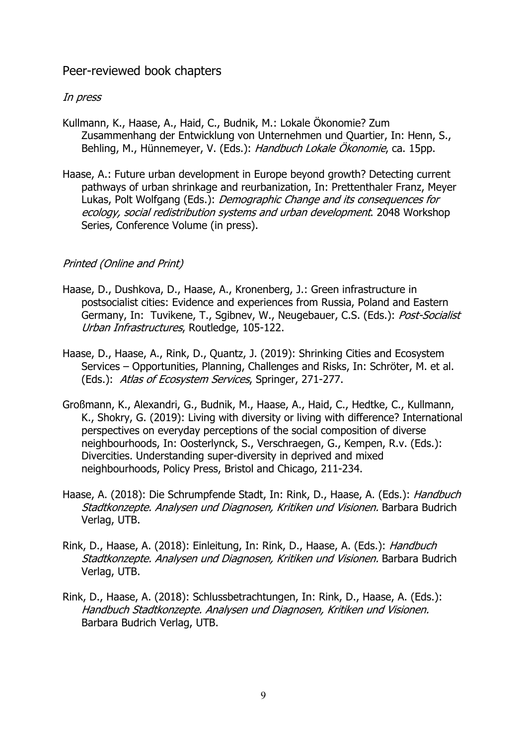## Peer-reviewed book chapters

*In press*

Kullmann, K., Haase, A., Haid, C., Budnik, M.: Lokale Ökonomie? Zum Zusammenhang der Entwicklung von Unternehmen und Quartier, In: Henn, S., Behling, M., Hünnemeyer, V. (Eds.): *Handbuch Lokale Ökonomie*, ca. 15pp.

Haase, A.: Future urban development in Europe beyond growth? Detecting current pathways of urban shrinkage and reurbanization, In: Prettenthaler Franz, Meyer Lukas, Polt Wolfgang (Eds.): *Demographic Change and its consequences for ecology, social redistribution systems and urban development*. 2048 Workshop Series, Conference Volume (in press).

*Printed (Online and Print)*

Haase, D., Dushkova, D., Haase, A., Kronenberg, J.: Green infrastructure in postsocialist cities: Evidence and experiences from Russia, Poland and Eastern Germany, In: Tuvikene, T., Sgibnev, W., Neugebauer, C.S. (Eds.): *Post-Socialist Urban Infrastructures*, Routledge, 105-122.

Haase, D., Haase, A., Rink, D., Quantz, J. (2019): Shrinking Cities and Ecosystem Services – Opportunities, Planning, Challenges and Risks, In: Schröter, M. et al. (Eds.): *Atlas of Ecosystem Services*, Springer, 271-277.

Großmann, K., Alexandri, G., Budnik, M., Haase, A., Haid, C., Hedtke, C., Kullmann, K., Shokry, G. (2019): Living with diversity or living with difference? International perspectives on everyday perceptions of the social composition of diverse neighbourhoods, In: Oosterlynck, S., Verschraegen, G., Kempen, R.v. (Eds.): Divercities. Understanding super-diversity in deprived and mixed neighbourhoods, Policy Press, Bristol and Chicago, 211-234.

Haase, A. (2018): Die Schrumpfende Stadt, In: Rink, D., Haase, A. (Eds.): *Handbuch Stadtkonzepte. Analysen und Diagnosen, Kritiken und Visionen.* Barbara Budrich Verlag, UTB.

Rink, D., Haase, A. (2018): Einleitung, In: Rink, D., Haase, A. (Eds.): *Handbuch Stadtkonzepte. Analysen und Diagnosen, Kritiken und Visionen.* Barbara Budrich Verlag, UTB.

Rink, D., Haase, A. (2018): Schlussbetrachtungen, In: Rink, D., Haase, A. (Eds.): *Handbuch Stadtkonzepte. Analysen und Diagnosen, Kritiken und Visionen.* Barbara Budrich Verlag, UTB.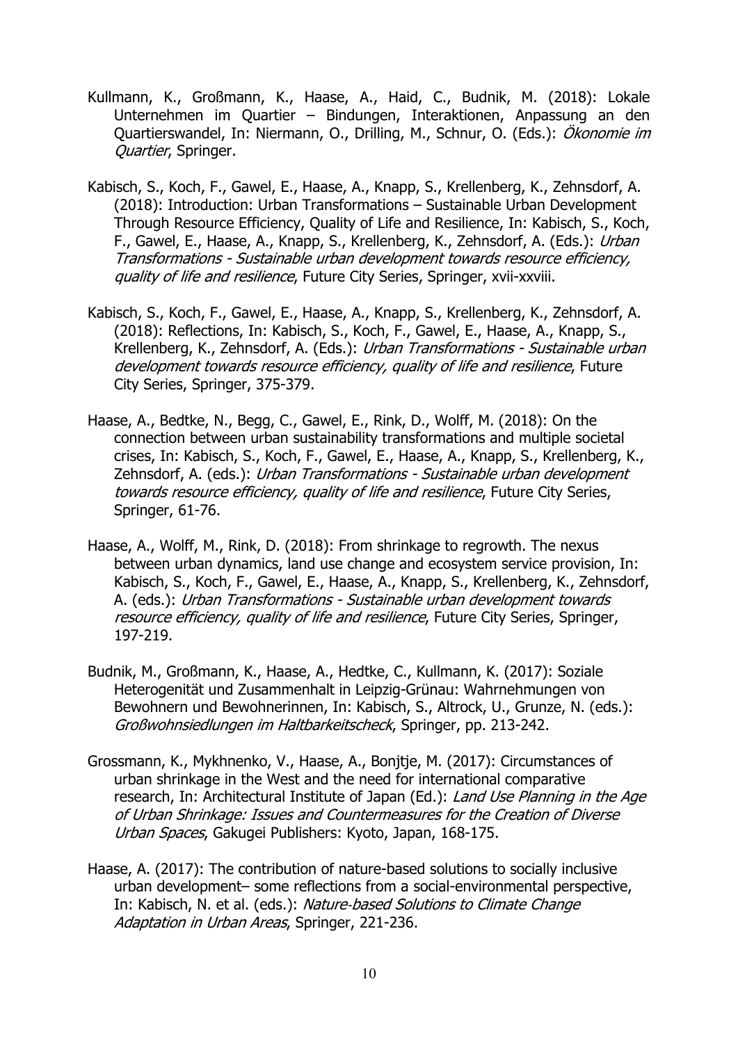Kullmann, K., Großmann, K., Haase, A., Haid, C., Budnik, M. (2018): Lokale Unternehmen im Quartier – Bindungen, Interaktionen, Anpassung an den Quartierswandel, In: Niermann, O., Drilling, M., Schnur, O. (Eds.): *Ökonomie im Quartier*, Springer.

Kabisch, S., Koch, F., Gawel, E., Haase, A., Knapp, S., Krellenberg, K., Zehnsdorf, A. (2018): Introduction: Urban Transformations – Sustainable Urban Development Through Resource Efficiency, Quality of Life and Resilience, In: Kabisch, S., Koch, F., Gawel, E., Haase, A., Knapp, S., Krellenberg, K., Zehnsdorf, A. (Eds.): *Urban Transformations - Sustainable urban development towards resource efficiency, quality of life and resilience*, Future City Series, Springer, xvii-xxviii.

Kabisch, S., Koch, F., Gawel, E., Haase, A., Knapp, S., Krellenberg, K., Zehnsdorf, A. (2018): Reflections, In: Kabisch, S., Koch, F., Gawel, E., Haase, A., Knapp, S., Krellenberg, K., Zehnsdorf, A. (Eds.): *Urban Transformations - Sustainable urban development towards resource efficiency, quality of life and resilience*, Future City Series, Springer, 375-379.

Haase, A., Bedtke, N., Begg, C., Gawel, E., Rink, D., Wolff, M. (2018): On the connection between urban sustainability transformations and multiple societal crises, In: Kabisch, S., Koch, F., Gawel, E., Haase, A., Knapp, S., Krellenberg, K., Zehnsdorf, A. (eds.): *Urban Transformations - Sustainable urban development towards resource efficiency, quality of life and resilience*, Future City Series, Springer, 61-76.

Haase, A., Wolff, M., Rink, D. (2018): From shrinkage to regrowth. The nexus between urban dynamics, land use change and ecosystem service provision, In: Kabisch, S., Koch, F., Gawel, E., Haase, A., Knapp, S., Krellenberg, K., Zehnsdorf, A. (eds.): *Urban Transformations - Sustainable urban development towards resource efficiency, quality of life and resilience*, Future City Series, Springer, 197-219.

Budnik, M., Großmann, K., Haase, A., Hedtke, C., Kullmann, K. (2017): Soziale Heterogenität und Zusammenhalt in Leipzig-Grünau: Wahrnehmungen von Bewohnern und Bewohnerinnen, In: Kabisch, S., Altrock, U., Grunze, N. (eds.): *Großwohnsiedlungen im Haltbarkeitscheck*, Springer, pp. 213-242.

Grossmann, K., Mykhnenko, V., Haase, A., Bonjtje, M. (2017): Circumstances of urban shrinkage in the West and the need for international comparative research, In: Architectural Institute of Japan (Ed.): *Land Use Planning in the Age of Urban Shrinkage: Issues and Countermeasures for the Creation of Diverse Urban Spaces*, Gakugei Publishers: Kyoto, Japan, 168-175.

Haase, A. (2017): The contribution of nature-based solutions to socially inclusive urban development– some reflections from a social-environmental perspective, In: Kabisch, N. et al. (eds.): *Nature-based Solutions to Climate Change Adaptation in Urban Areas*, Springer, 221-236.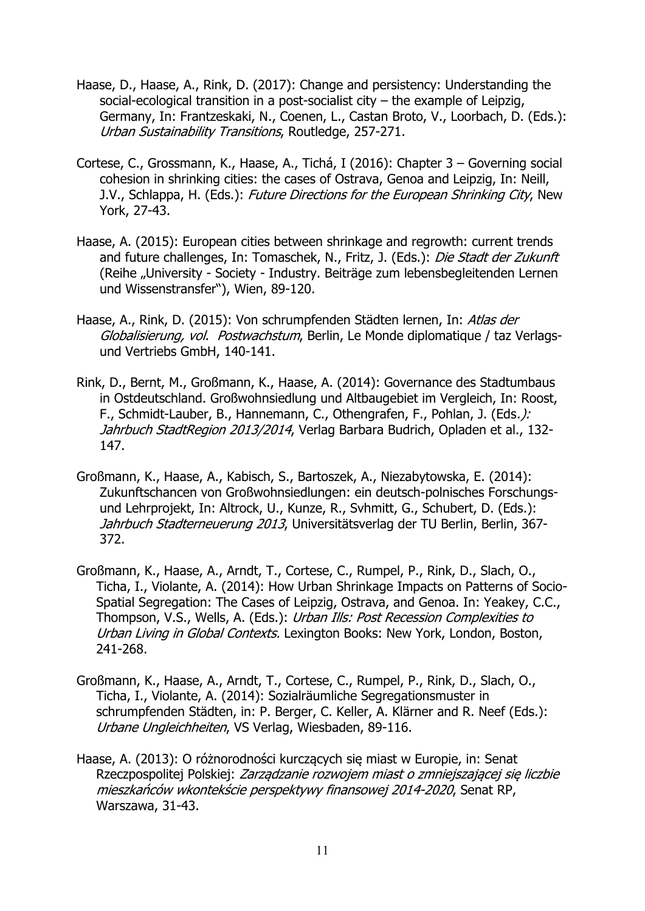Haase, D., Haase, A., Rink, D. (2017): Change and persistency: Understanding the social-ecological transition in a post-socialist city – the example of Leipzig, Germany, In: Frantzeskaki, N., Coenen, L., Castan Broto, V., Loorbach, D. (Eds.): *Urban Sustainability Transitions*, Routledge, 257-271.

Cortese, C., Grossmann, K., Haase, A., Tichá, I (2016): Chapter 3 – Governing social cohesion in shrinking cities: the cases of Ostrava, Genoa and Leipzig, In: Neill, J.V., Schlappa, H. (Eds.): *Future Directions for the European Shrinking City*, New York, 27-43.

Haase, A. (2015): European cities between shrinkage and regrowth: current trends and future challenges, In: Tomaschek, N., Fritz, J. (Eds.): *Die Stadt der Zukunft* (Reihe „University - Society - Industry. Beiträge zum lebensbegleitenden Lernen und Wissenstransfer"), Wien, 89-120.

Haase, A., Rink, D. (2015): Von schrumpfenden Städten lernen, In: *Atlas der Globalisierung, vol. Postwachstum*, Berlin, Le Monde diplomatique / taz Verlags- und Vertriebs GmbH, 140-141.

Rink, D., Bernt, M., Großmann, K., Haase, A. (2014): Governance des Stadtumbaus in Ostdeutschland. Großwohnsiedlung und Altbaugebiet im Vergleich, In: Roost, F., Schmidt-Lauber, B., Hannemann, C., Othengrafen, F., Pohlan, J. (Eds*.):* *Jahrbuch StadtRegion 2013/2014*, Verlag Barbara Budrich, Opladen et al., 132-147.

Großmann, K., Haase, A., Kabisch, S., Bartoszek, A., Niezabytowska, E. (2014): Zukunftschancen von Großwohnsiedlungen: ein deutsch-polnisches Forschungs- und Lehrprojekt, In: Altrock, U., Kunze, R., Svhmitt, G., Schubert, D. (Eds.): *Jahrbuch Stadterneuerung 2013*, Universitätsverlag der TU Berlin, Berlin, 367-372.

Großmann, K., Haase, A., Arndt, T., Cortese, C., Rumpel, P., Rink, D., Slach, O., Ticha, I., Violante, A. (2014): How Urban Shrinkage Impacts on Patterns of Socio-Spatial Segregation: The Cases of Leipzig, Ostrava, and Genoa. In: Yeakey, C.C., Thompson, V.S., Wells, A. (Eds.): *Urban Ills: Post Recession Complexities to Urban Living in Global Contexts.* Lexington Books: New York, London, Boston, 241-268.

Großmann, K., Haase, A., Arndt, T., Cortese, C., Rumpel, P., Rink, D., Slach, O., Ticha, I., Violante, A. (2014): Sozialräumliche Segregationsmuster in schrumpfenden Städten, in: P. Berger, C. Keller, A. Klärner and R. Neef (Eds.): *Urbane Ungleichheiten*, VS Verlag, Wiesbaden, 89-116.

Haase, A. (2013): O różnorodności kurczących się miast w Europie, in: Senat Rzeczpospolitej Polskiej: *Zarządzanie rozwojem miast o zmniejszającej się liczbie mieszkańców wkontekście perspektywy finansowej 2014-2020*, Senat RP, Warszawa, 31-43.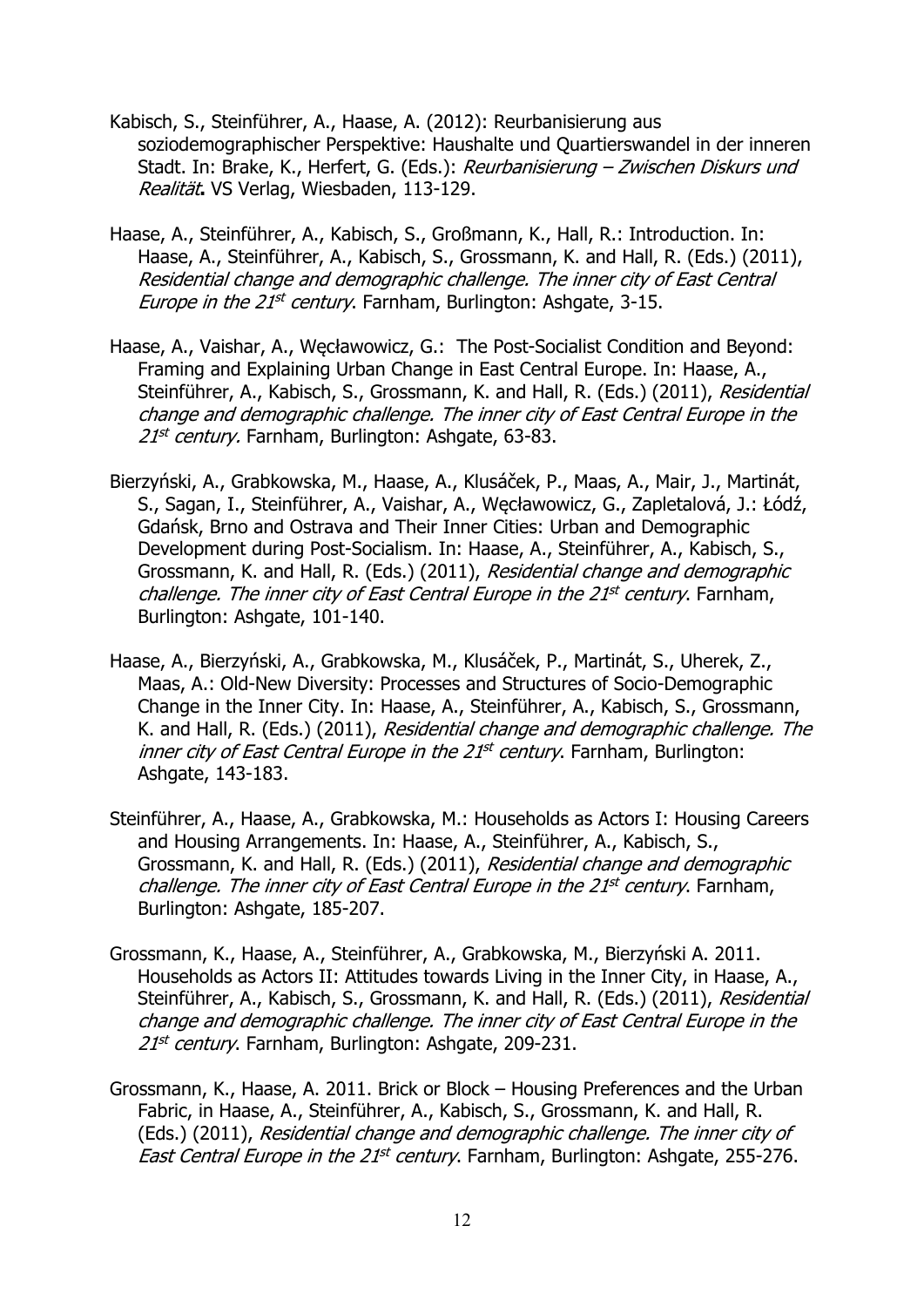Kabisch, S., Steinführer, A., Haase, A. (2012): Reurbanisierung aus soziodemographischer Perspektive: Haushalte und Quartierswandel in der inneren Stadt. In: Brake, K., Herfert, G. (Eds.): *Reurbanisierung – Zwischen Diskurs und Realität***.** VS Verlag, Wiesbaden, 113-129.

Haase, A., Steinführer, A., Kabisch, S., Großmann, K., Hall, R.: Introduction. In: Haase, A., Steinführer, A., Kabisch, S., Grossmann, K. and Hall, R. (Eds.) (2011), *Residential change and demographic challenge. The inner city of East Central Europe in the 21st century*. Farnham, Burlington: Ashgate, 3-15.

Haase, A., Vaishar, A., Węcławowicz, G.: The Post-Socialist Condition and Beyond: Framing and Explaining Urban Change in East Central Europe. In: Haase, A., Steinführer, A., Kabisch, S., Grossmann, K. and Hall, R. (Eds.) (2011), *Residential change and demographic challenge. The inner city of East Central Europe in the 21st century.* Farnham, Burlington: Ashgate, 63-83.

Bierzyński, A., Grabkowska, M., Haase, A., Klusáček, P., Maas, A., Mair, J., Martinát, S., Sagan, I., Steinführer, A., Vaishar, A., Węcławowicz, G., Zapletalová, J.: Łódź, Gdańsk, Brno and Ostrava and Their Inner Cities: Urban and Demographic Development during Post-Socialism. In: Haase, A., Steinführer, A., Kabisch, S., Grossmann, K. and Hall, R. (Eds.) (2011), *Residential change and demographic challenge. The inner city of East Central Europe in the 21st century*. Farnham, Burlington: Ashgate, 101-140.

Haase, A., Bierzyński, A., Grabkowska, M., Klusáček, P., Martinát, S., Uherek, Z., Maas, A.: Old-New Diversity: Processes and Structures of Socio-Demographic Change in the Inner City. In: Haase, A., Steinführer, A., Kabisch, S., Grossmann, K. and Hall, R. (Eds.) (2011), *Residential change and demographic challenge. The inner city of East Central Europe in the 21st century*. Farnham, Burlington: Ashgate, 143-183.

Steinführer, A., Haase, A., Grabkowska, M.: Households as Actors I: Housing Careers and Housing Arrangements. In: Haase, A., Steinführer, A., Kabisch, S., Grossmann, K. and Hall, R. (Eds.) (2011), *Residential change and demographic challenge. The inner city of East Central Europe in the 21st century*. Farnham, Burlington: Ashgate, 185-207.

Grossmann, K., Haase, A., Steinführer, A., Grabkowska, M., Bierzyński A. 2011. Households as Actors II: Attitudes towards Living in the Inner City, in Haase, A., Steinführer, A., Kabisch, S., Grossmann, K. and Hall, R. (Eds.) (2011), *Residential change and demographic challenge. The inner city of East Central Europe in the 21st century*. Farnham, Burlington: Ashgate, 209-231.

Grossmann, K., Haase, A. 2011. Brick or Block – Housing Preferences and the Urban Fabric, in Haase, A., Steinführer, A., Kabisch, S., Grossmann, K. and Hall, R. (Eds.) (2011), *Residential change and demographic challenge. The inner city of East Central Europe in the 21st century*. Farnham, Burlington: Ashgate, 255-276.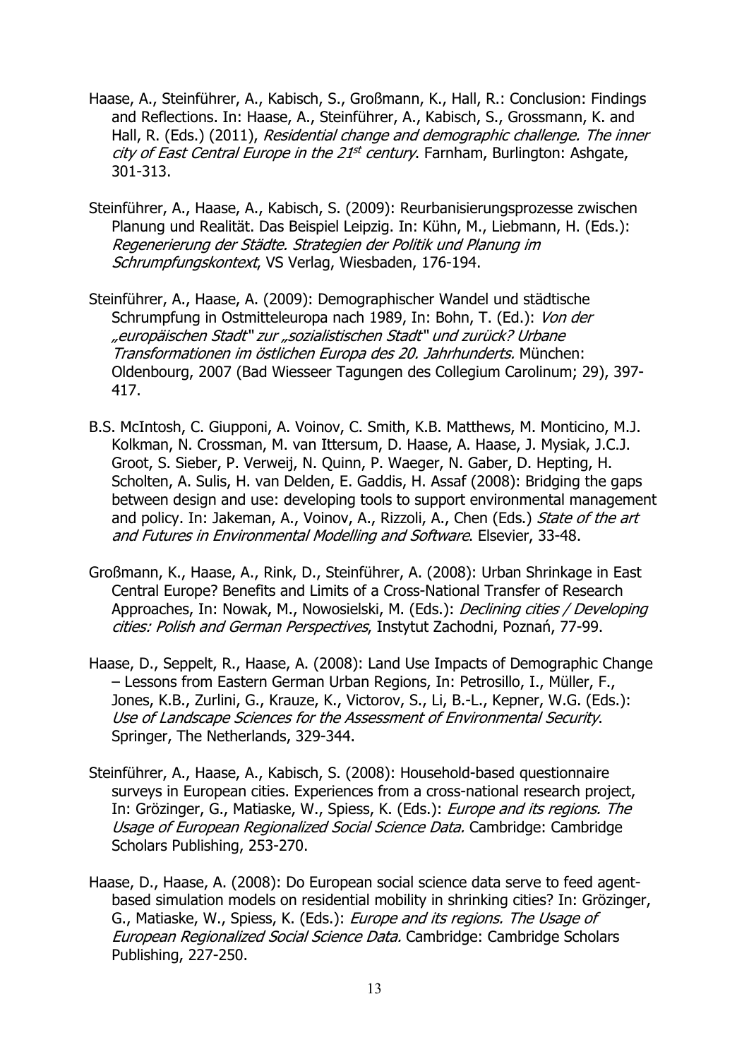Haase, A., Steinführer, A., Kabisch, S., Großmann, K., Hall, R.: Conclusion: Findings and Reflections. In: Haase, A., Steinführer, A., Kabisch, S., Grossmann, K. and Hall, R. (Eds.) (2011), *Residential change and demographic challenge. The inner city of East Central Europe in the 21st century*. Farnham, Burlington: Ashgate, 301-313.

Steinführer, A., Haase, A., Kabisch, S. (2009): Reurbanisierungsprozesse zwischen Planung und Realität. Das Beispiel Leipzig. In: Kühn, M., Liebmann, H. (Eds.): *Regenerierung der Städte. Strategien der Politik und Planung im Schrumpfungskontext*, VS Verlag, Wiesbaden, 176-194.

Steinführer, A., Haase, A. (2009): Demographischer Wandel und städtische Schrumpfung in Ostmitteleuropa nach 1989, In: Bohn, T. (Ed.): *Von der „europäischen Stadt" zur „sozialistischen Stadt" und zurück? Urbane Transformationen im östlichen Europa des 20. Jahrhunderts.* München: Oldenbourg, 2007 (Bad Wiesseer Tagungen des Collegium Carolinum; 29), 397-417.

B.S. McIntosh, C. Giupponi, A. Voinov, C. Smith, K.B. Matthews, M. Monticino, M.J. Kolkman, N. Crossman, M. van Ittersum, D. Haase, A. Haase, J. Mysiak, J.C.J. Groot, S. Sieber, P. Verweij, N. Quinn, P. Waeger, N. Gaber, D. Hepting, H. Scholten, A. Sulis, H. van Delden, E. Gaddis, H. Assaf (2008): Bridging the gaps between design and use: developing tools to support environmental management and policy. In: Jakeman, A., Voinov, A., Rizzoli, A., Chen (Eds.) *State of the art and Futures in Environmental Modelling and Software*. Elsevier, 33-48.

Großmann, K., Haase, A., Rink, D., Steinführer, A. (2008): Urban Shrinkage in East Central Europe? Benefits and Limits of a Cross-National Transfer of Research Approaches, In: Nowak, M., Nowosielski, M. (Eds.): *Declining cities / Developing cities: Polish and German Perspectives*, Instytut Zachodni, Poznań, 77-99.

Haase, D., Seppelt, R., Haase, A. (2008): Land Use Impacts of Demographic Change – Lessons from Eastern German Urban Regions, In: Petrosillo, I., Müller, F., Jones, K.B., Zurlini, G., Krauze, K., Victorov, S., Li, B.-L., Kepner, W.G. (Eds.): *Use of Landscape Sciences for the Assessment of Environmental Security*. Springer, The Netherlands, 329-344.

Steinführer, A., Haase, A., Kabisch, S. (2008): Household-based questionnaire surveys in European cities. Experiences from a cross-national research project, In: Grözinger, G., Matiaske, W., Spiess, K. (Eds.): *Europe and its regions. The Usage of European Regionalized Social Science Data.* Cambridge: Cambridge Scholars Publishing, 253-270.

Haase, D., Haase, A. (2008): Do European social science data serve to feed agent-based simulation models on residential mobility in shrinking cities? In: Grözinger, G., Matiaske, W., Spiess, K. (Eds.): *Europe and its regions. The Usage of European Regionalized Social Science Data.* Cambridge: Cambridge Scholars Publishing, 227-250.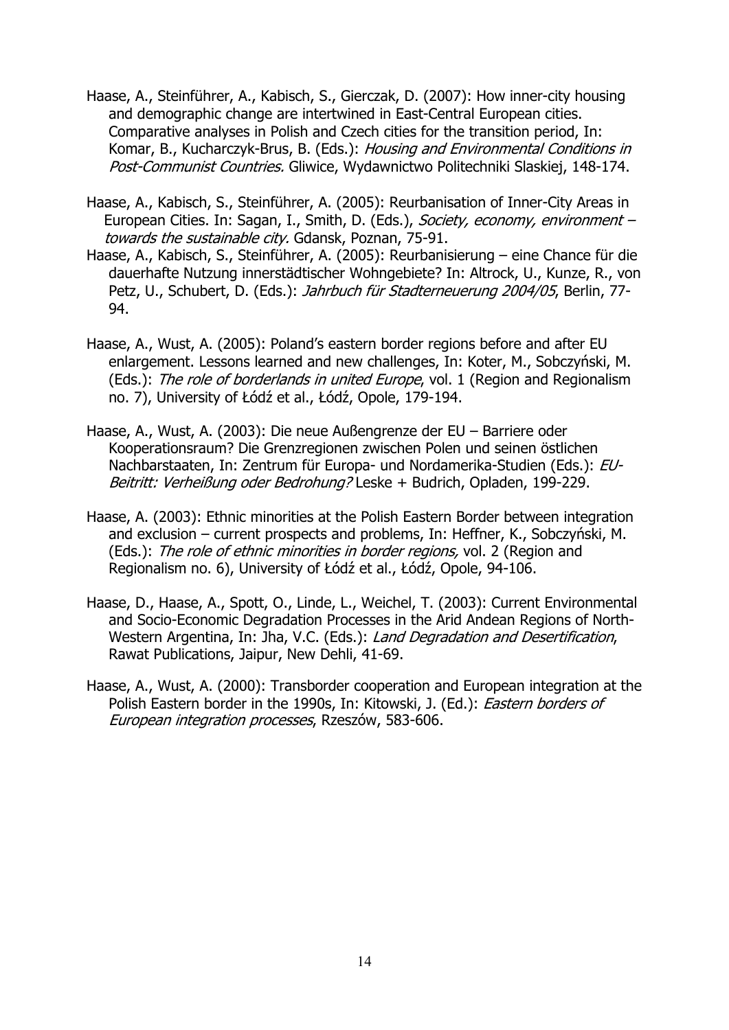Haase, A., Steinführer, A., Kabisch, S., Gierczak, D. (2007): How inner-city housing and demographic change are intertwined in East-Central European cities. Comparative analyses in Polish and Czech cities for the transition period, In: Komar, B., Kucharczyk-Brus, B. (Eds.): *Housing and Environmental Conditions in Post-Communist Countries.* Gliwice, Wydawnictwo Politechniki Slaskiej, 148-174.

Haase, A., Kabisch, S., Steinführer, A. (2005): Reurbanisation of Inner-City Areas in European Cities. In: Sagan, I., Smith, D. (Eds.), *Society, economy, environment – towards the sustainable city.* Gdansk, Poznan, 75-91.

Haase, A., Kabisch, S., Steinführer, A. (2005): Reurbanisierung – eine Chance für die dauerhafte Nutzung innerstädtischer Wohngebiete? In: Altrock, U., Kunze, R., von Petz, U., Schubert, D. (Eds.): *Jahrbuch für Stadterneuerung 2004/05*, Berlin, 77-94.

Haase, A., Wust, A. (2005): Poland's eastern border regions before and after EU enlargement. Lessons learned and new challenges, In: Koter, M., Sobczyński, M. (Eds.): *The role of borderlands in united Europe*, vol. 1 (Region and Regionalism no. 7), University of Łódź et al., Łódź, Opole, 179-194.

Haase, A., Wust, A. (2003): Die neue Außengrenze der EU – Barriere oder Kooperationsraum? Die Grenzregionen zwischen Polen und seinen östlichen Nachbarstaaten, In: Zentrum für Europa- und Nordamerika-Studien (Eds.): *EU-Beitritt: Verheißung oder Bedrohung?* Leske + Budrich, Opladen, 199-229.

Haase, A. (2003): Ethnic minorities at the Polish Eastern Border between integration and exclusion – current prospects and problems, In: Heffner, K., Sobczyński, M. (Eds.): *The role of ethnic minorities in border regions,* vol. 2 (Region and Regionalism no. 6), University of Łódź et al., Łódź, Opole, 94-106.

Haase, D., Haase, A., Spott, O., Linde, L., Weichel, T. (2003): Current Environmental and Socio-Economic Degradation Processes in the Arid Andean Regions of North-Western Argentina, In: Jha, V.C. (Eds.): *Land Degradation and Desertification*, Rawat Publications, Jaipur, New Dehli, 41-69.

Haase, A., Wust, A. (2000): Transborder cooperation and European integration at the Polish Eastern border in the 1990s, In: Kitowski, J. (Ed.): *Eastern borders of European integration processes*, Rzeszów, 583-606.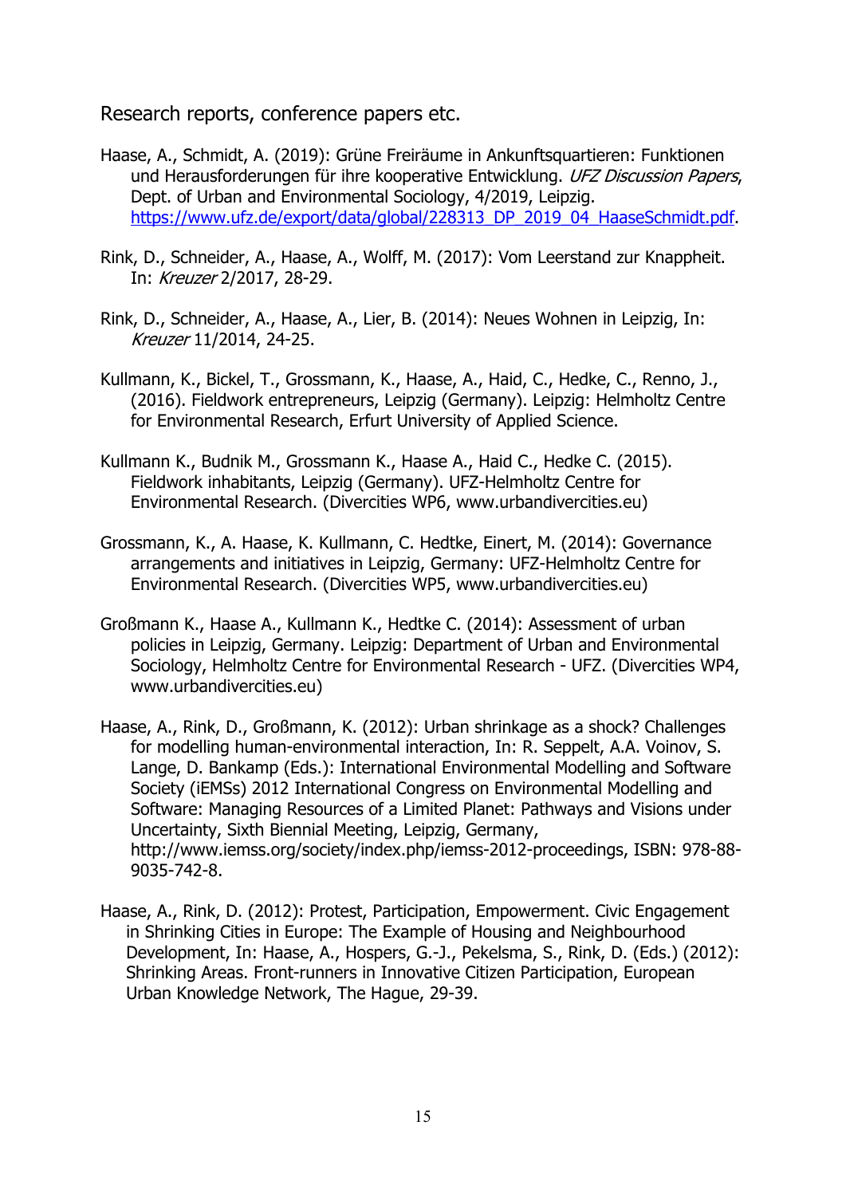Research reports, conference papers etc.

Haase, A., Schmidt, A. (2019): Grüne Freiräume in Ankunftsquartieren: Funktionen und Herausforderungen für ihre kooperative Entwicklung. *UFZ Discussion Papers*, Dept. of Urban and Environmental Sociology, 4/2019, Leipzig. https://www.ufz.de/export/data/global/228313_DP_2019_04_HaaseSchmidt.pdf.

Rink, D., Schneider, A., Haase, A., Wolff, M. (2017): Vom Leerstand zur Knappheit. In: *Kreuzer* 2/2017, 28-29.

Rink, D., Schneider, A., Haase, A., Lier, B. (2014): Neues Wohnen in Leipzig, In: *Kreuzer* 11/2014, 24-25.

Kullmann, K., Bickel, T., Grossmann, K., Haase, A., Haid, C., Hedke, C., Renno, J., (2016). Fieldwork entrepreneurs, Leipzig (Germany). Leipzig: Helmholtz Centre for Environmental Research, Erfurt University of Applied Science.

Kullmann K., Budnik M., Grossmann K., Haase A., Haid C., Hedke C. (2015). Fieldwork inhabitants, Leipzig (Germany). UFZ-Helmholtz Centre for Environmental Research. (Divercities WP6, www.urbandivercities.eu)

Grossmann, K., A. Haase, K. Kullmann, C. Hedtke, Einert, M. (2014): Governance arrangements and initiatives in Leipzig, Germany: UFZ-Helmholtz Centre for Environmental Research. (Divercities WP5, www.urbandivercities.eu)

Großmann K., Haase A., Kullmann K., Hedtke C. (2014): Assessment of urban policies in Leipzig, Germany. Leipzig: Department of Urban and Environmental Sociology, Helmholtz Centre for Environmental Research - UFZ. (Divercities WP4, www.urbandivercities.eu)

Haase, A., Rink, D., Großmann, K. (2012): Urban shrinkage as a shock? Challenges for modelling human-environmental interaction, In: R. Seppelt, A.A. Voinov, S. Lange, D. Bankamp (Eds.): International Environmental Modelling and Software Society (iEMSs) 2012 International Congress on Environmental Modelling and Software: Managing Resources of a Limited Planet: Pathways and Visions under Uncertainty, Sixth Biennial Meeting, Leipzig, Germany, http://www.iemss.org/society/index.php/iemss-2012-proceedings, ISBN: 978-88-9035-742-8.

Haase, A., Rink, D. (2012): Protest, Participation, Empowerment. Civic Engagement in Shrinking Cities in Europe: The Example of Housing and Neighbourhood Development, In: Haase, A., Hospers, G.-J., Pekelsma, S., Rink, D. (Eds.) (2012): Shrinking Areas. Front-runners in Innovative Citizen Participation, European Urban Knowledge Network, The Hague, 29-39.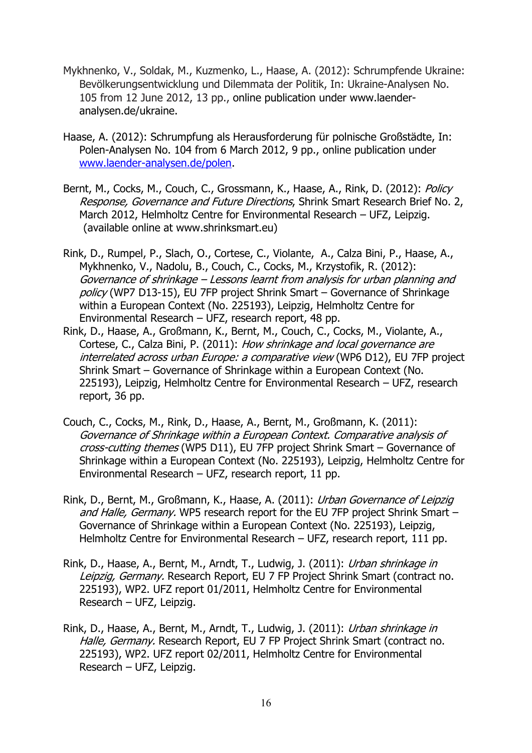Mykhnenko, V., Soldak, M., Kuzmenko, L., Haase, A. (2012): Schrumpfende Ukraine: Bevölkerungsentwicklung und Dilemmata der Politik, In: Ukraine-Analysen No. 105 from 12 June 2012, 13 pp., online publication under www.laender-analysen.de/ukraine.

Haase, A. (2012): Schrumpfung als Herausforderung für polnische Großstädte, In: Polen-Analysen No. 104 from 6 March 2012, 9 pp., online publication under www.laender-analysen.de/polen.

Bernt, M., Cocks, M., Couch, C., Grossmann, K., Haase, A., Rink, D. (2012): *Policy Response, Governance and Future Directions*, Shrink Smart Research Brief No. 2, March 2012, Helmholtz Centre for Environmental Research – UFZ, Leipzig. (available online at www.shrinksmart.eu)

Rink, D., Rumpel, P., Slach, O., Cortese, C., Violante, A., Calza Bini, P., Haase, A., Mykhnenko, V., Nadolu, B., Couch, C., Cocks, M., Krzystofik, R. (2012): *Governance of shrinkage – Lessons learnt from analysis for urban planning and policy* (WP7 D13-15), EU 7FP project Shrink Smart – Governance of Shrinkage within a European Context (No. 225193), Leipzig, Helmholtz Centre for Environmental Research – UFZ, research report, 48 pp.

Rink, D., Haase, A., Großmann, K., Bernt, M., Couch, C., Cocks, M., Violante, A., Cortese, C., Calza Bini, P. (2011): *How shrinkage and local governance are interrelated across urban Europe: a comparative view* (WP6 D12), EU 7FP project Shrink Smart – Governance of Shrinkage within a European Context (No. 225193), Leipzig, Helmholtz Centre for Environmental Research – UFZ, research report, 36 pp.

Couch, C., Cocks, M., Rink, D., Haase, A., Bernt, M., Großmann, K. (2011): *Governance of Shrinkage within a European Context. Comparative analysis of cross-cutting themes* (WP5 D11), EU 7FP project Shrink Smart – Governance of Shrinkage within a European Context (No. 225193), Leipzig, Helmholtz Centre for Environmental Research – UFZ, research report, 11 pp.

Rink, D., Bernt, M., Großmann, K., Haase, A. (2011): *Urban Governance of Leipzig and Halle, Germany.* WP5 research report for the EU 7FP project Shrink Smart – Governance of Shrinkage within a European Context (No. 225193), Leipzig, Helmholtz Centre for Environmental Research – UFZ, research report, 111 pp.

Rink, D., Haase, A., Bernt, M., Arndt, T., Ludwig, J. (2011): *Urban shrinkage in Leipzig, Germany.* Research Report, EU 7 FP Project Shrink Smart (contract no. 225193), WP2. UFZ report 01/2011, Helmholtz Centre for Environmental Research – UFZ, Leipzig.

Rink, D., Haase, A., Bernt, M., Arndt, T., Ludwig, J. (2011): *Urban shrinkage in Halle, Germany.* Research Report, EU 7 FP Project Shrink Smart (contract no. 225193), WP2. UFZ report 02/2011, Helmholtz Centre for Environmental Research – UFZ, Leipzig.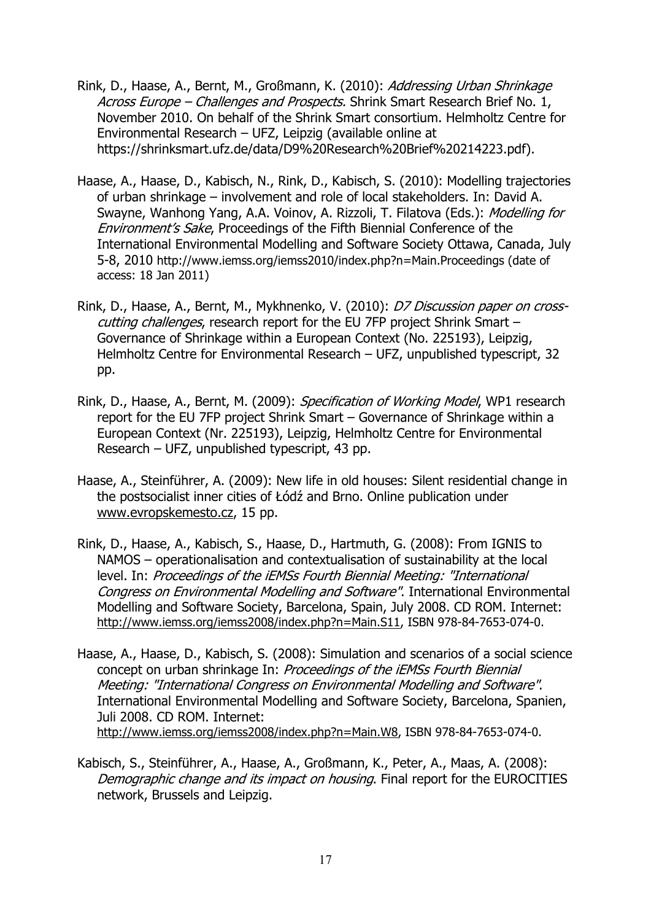Rink, D., Haase, A., Bernt, M., Großmann, K. (2010): *Addressing Urban Shrinkage Across Europe – Challenges and Prospects.* Shrink Smart Research Brief No. 1, November 2010. On behalf of the Shrink Smart consortium. Helmholtz Centre for Environmental Research – UFZ, Leipzig (available online at https://shrinksmart.ufz.de/data/D9%20Research%20Brief%20214223.pdf).

Haase, A., Haase, D., Kabisch, N., Rink, D., Kabisch, S. (2010): Modelling trajectories of urban shrinkage – involvement and role of local stakeholders. In: David A. Swayne, Wanhong Yang, A.A. Voinov, A. Rizzoli, T. Filatova (Eds.): *Modelling for Environment's Sake*, Proceedings of the Fifth Biennial Conference of the International Environmental Modelling and Software Society Ottawa, Canada, July 5-8, 2010 http://www.iemss.org/iemss2010/index.php?n=Main.Proceedings (date of access: 18 Jan 2011)

Rink, D., Haase, A., Bernt, M., Mykhnenko, V. (2010): *D7 Discussion paper on cross-cutting challenges*, research report for the EU 7FP project Shrink Smart – Governance of Shrinkage within a European Context (No. 225193), Leipzig, Helmholtz Centre for Environmental Research – UFZ, unpublished typescript, 32 pp.

Rink, D., Haase, A., Bernt, M. (2009): *Specification of Working Model*, WP1 research report for the EU 7FP project Shrink Smart – Governance of Shrinkage within a European Context (Nr. 225193), Leipzig, Helmholtz Centre for Environmental Research – UFZ, unpublished typescript, 43 pp.

Haase, A., Steinführer, A. (2009): New life in old houses: Silent residential change in the postsocialist inner cities of Łódź and Brno. Online publication under www.evropskemesto.cz, 15 pp.

Rink, D., Haase, A., Kabisch, S., Haase, D., Hartmuth, G. (2008): From IGNIS to NAMOS – operationalisation and contextualisation of sustainability at the local level. In: *Proceedings of the iEMSs Fourth Biennial Meeting: "International Congress on Environmental Modelling and Software"*. International Environmental Modelling and Software Society, Barcelona, Spain, July 2008. CD ROM. Internet: http://www.iemss.org/iemss2008/index.php?n=Main.S11, ISBN 978-84-7653-074-0.

Haase, A., Haase, D., Kabisch, S. (2008): Simulation and scenarios of a social science concept on urban shrinkage In: *Proceedings of the iEMSs Fourth Biennial Meeting: "International Congress on Environmental Modelling and Software"*. International Environmental Modelling and Software Society, Barcelona, Spanien, Juli 2008. CD ROM. Internet: http://www.iemss.org/iemss2008/index.php?n=Main.W8, ISBN 978-84-7653-074-0.

Kabisch, S., Steinführer, A., Haase, A., Großmann, K., Peter, A., Maas, A. (2008): *Demographic change and its impact on housing*. Final report for the EUROCITIES network, Brussels and Leipzig.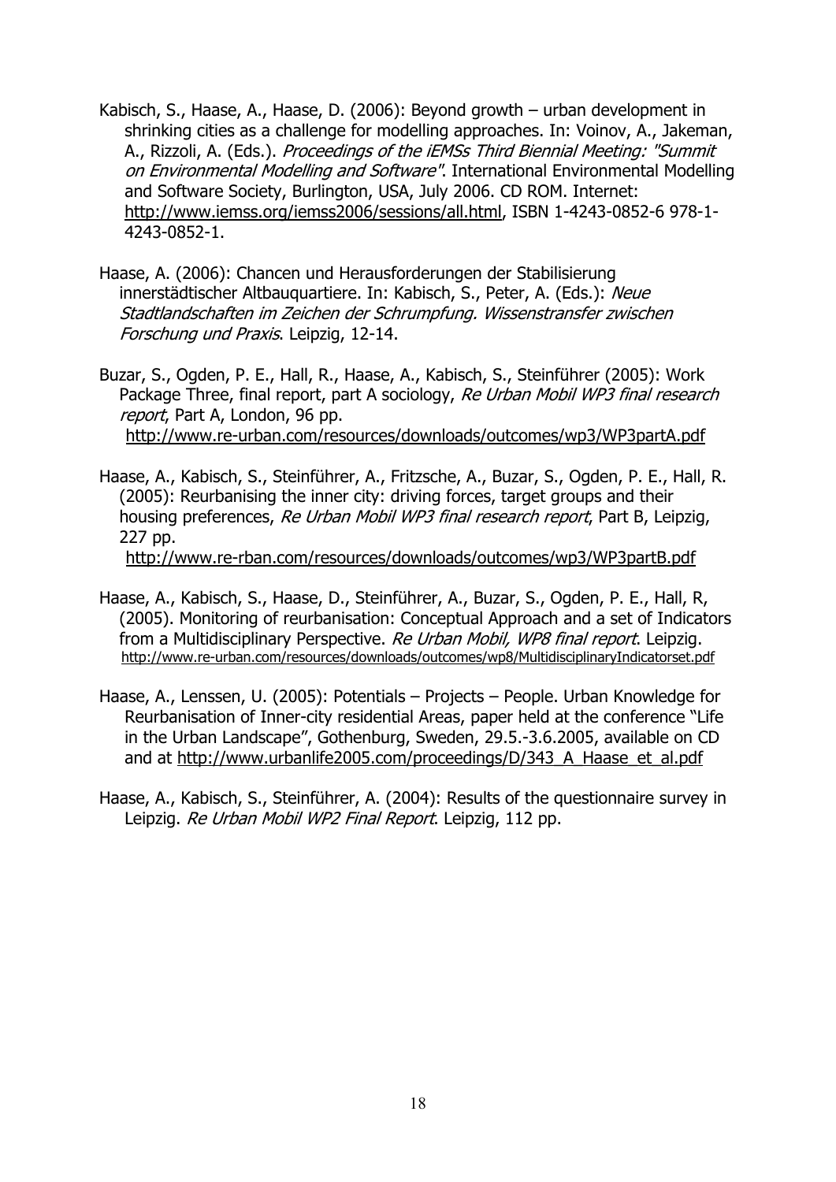Kabisch, S., Haase, A., Haase, D. (2006): Beyond growth – urban development in shrinking cities as a challenge for modelling approaches. In: Voinov, A., Jakeman, A., Rizzoli, A. (Eds.). *Proceedings of the iEMSs Third Biennial Meeting: "Summit on Environmental Modelling and Software"*. International Environmental Modelling and Software Society, Burlington, USA, July 2006. CD ROM. Internet: http://www.iemss.org/iemss2006/sessions/all.html, ISBN 1-4243-0852-6 978-1-4243-0852-1.

Haase, A. (2006): Chancen und Herausforderungen der Stabilisierung innerstädtischer Altbauquartiere. In: Kabisch, S., Peter, A. (Eds.): *Neue Stadtlandschaften im Zeichen der Schrumpfung. Wissenstransfer zwischen Forschung und Praxis*. Leipzig, 12-14.

Buzar, S., Ogden, P. E., Hall, R., Haase, A., Kabisch, S., Steinführer (2005): Work Package Three, final report, part A sociology, *Re Urban Mobil WP3 final research report*, Part A, London, 96 pp. http://www.re-urban.com/resources/downloads/outcomes/wp3/WP3partA.pdf

Haase, A., Kabisch, S., Steinführer, A., Fritzsche, A., Buzar, S., Ogden, P. E., Hall, R. (2005): Reurbanising the inner city: driving forces, target groups and their housing preferences, *Re Urban Mobil WP3 final research report*, Part B, Leipzig, 227 pp. http://www.re-rban.com/resources/downloads/outcomes/wp3/WP3partB.pdf

Haase, A., Kabisch, S., Haase, D., Steinführer, A., Buzar, S., Ogden, P. E., Hall, R, (2005). Monitoring of reurbanisation: Conceptual Approach and a set of Indicators from a Multidisciplinary Perspective. *Re Urban Mobil, WP8 final report*. Leipzig. http://www.re-urban.com/resources/downloads/outcomes/wp8/MultidisciplinaryIndicatorset.pdf

Haase, A., Lenssen, U. (2005): Potentials – Projects – People. Urban Knowledge for Reurbanisation of Inner-city residential Areas, paper held at the conference "Life in the Urban Landscape", Gothenburg, Sweden, 29.5.-3.6.2005, available on CD and at http://www.urbanlife2005.com/proceedings/D/343_A_Haase_et_al.pdf

Haase, A., Kabisch, S., Steinführer, A. (2004): Results of the questionnaire survey in Leipzig. *Re Urban Mobil WP2 Final Report*. Leipzig, 112 pp.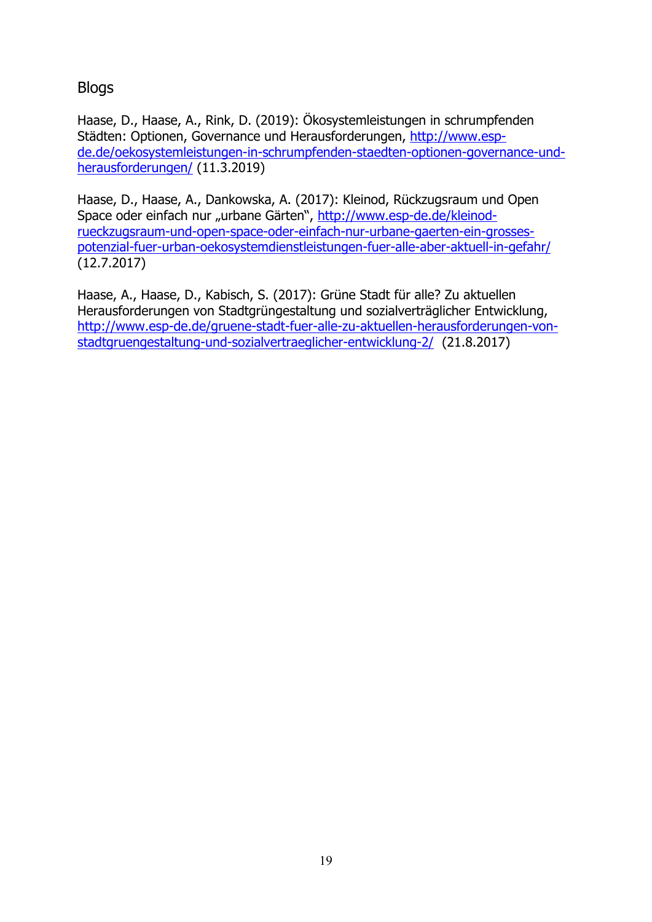## Blogs

Haase, D., Haase, A., Rink, D. (2019): Ökosystemleistungen in schrumpfenden Städten: Optionen, Governance und Herausforderungen, http://www.esp-de.de/oekosystemleistungen-in-schrumpfenden-staedten-optionen-governance-und-herausforderungen/ (11.3.2019)

Haase, D., Haase, A., Dankowska, A. (2017): Kleinod, Rückzugsraum und Open Space oder einfach nur „urbane Gärten", http://www.esp-de.de/kleinod-rueckzugsraum-und-open-space-oder-einfach-nur-urbane-gaerten-ein-grosses-potenzial-fuer-urban-oekosystemdienstleistungen-fuer-alle-aber-aktuell-in-gefahr/ (12.7.2017)

Haase, A., Haase, D., Kabisch, S. (2017): Grüne Stadt für alle? Zu aktuellen Herausforderungen von Stadtgrüngestaltung und sozialverträglicher Entwicklung, http://www.esp-de.de/gruene-stadt-fuer-alle-zu-aktuellen-herausforderungen-von-stadtgruengestaltung-und-sozialvertraeglicher-entwicklung-2/ (21.8.2017)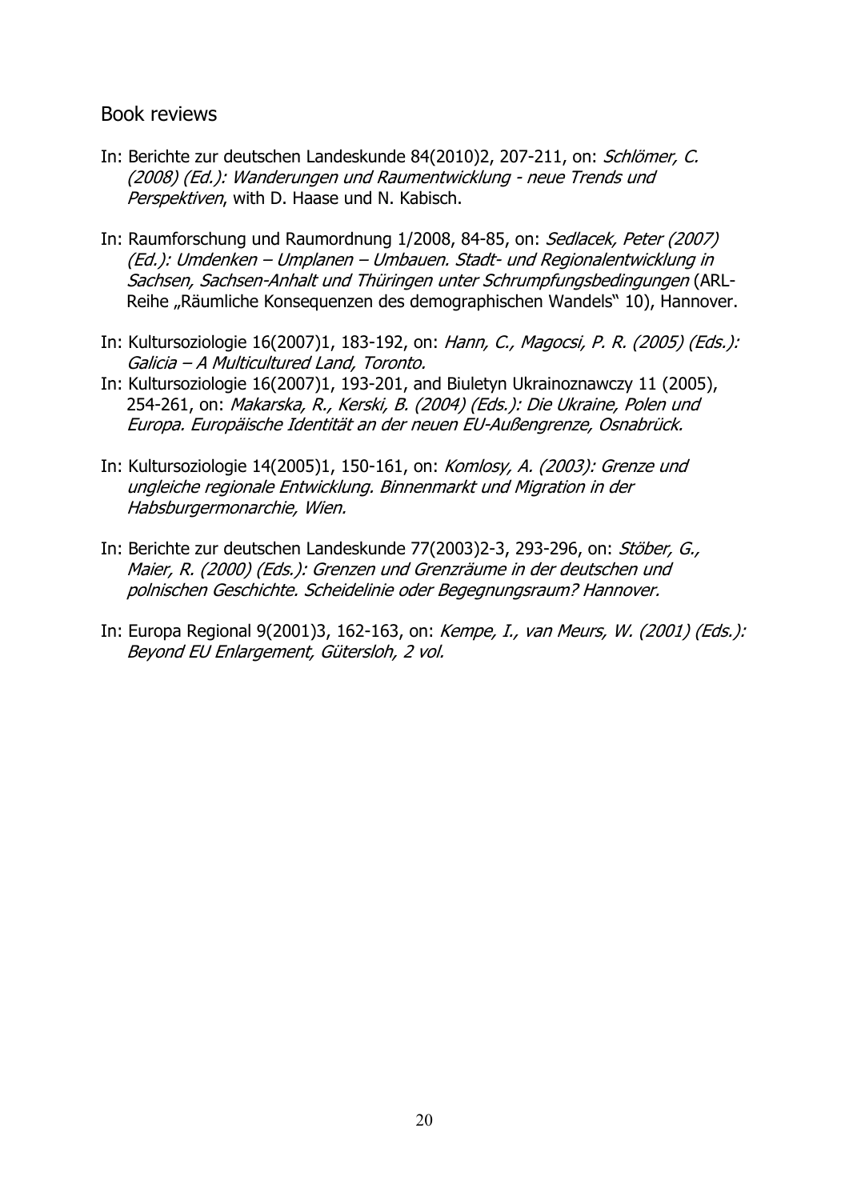## Book reviews

In: Berichte zur deutschen Landeskunde 84(2010)2, 207-211, on: *Schlömer, C. (2008) (Ed.): Wanderungen und Raumentwicklung - neue Trends und Perspektiven*, with D. Haase und N. Kabisch.

In: Raumforschung und Raumordnung 1/2008, 84-85, on: *Sedlacek, Peter (2007) (Ed.): Umdenken – Umplanen – Umbauen. Stadt- und Regionalentwicklung in Sachsen, Sachsen-Anhalt und Thüringen unter Schrumpfungsbedingungen* (ARL-Reihe „Räumliche Konsequenzen des demographischen Wandels" 10), Hannover.

In: Kultursoziologie 16(2007)1, 183-192, on: *Hann, C., Magocsi, P. R. (2005) (Eds.): Galicia – A Multicultured Land, Toronto.*

In: Kultursoziologie 16(2007)1, 193-201, and Biuletyn Ukrainoznawczy 11 (2005), 254-261, on: *Makarska, R., Kerski, B. (2004) (Eds.): Die Ukraine, Polen und Europa. Europäische Identität an der neuen EU-Außengrenze, Osnabrück.*

In: Kultursoziologie 14(2005)1, 150-161, on: *Komlosy, A. (2003): Grenze und ungleiche regionale Entwicklung. Binnenmarkt und Migration in der Habsburgermonarchie, Wien.*

In: Berichte zur deutschen Landeskunde 77(2003)2-3, 293-296, on: *Stöber, G., Maier, R. (2000) (Eds.): Grenzen und Grenzräume in der deutschen und polnischen Geschichte. Scheidelinie oder Begegnungsraum? Hannover.*

In: Europa Regional 9(2001)3, 162-163, on: *Kempe, I., van Meurs, W. (2001) (Eds.): Beyond EU Enlargement, Gütersloh, 2 vol.*